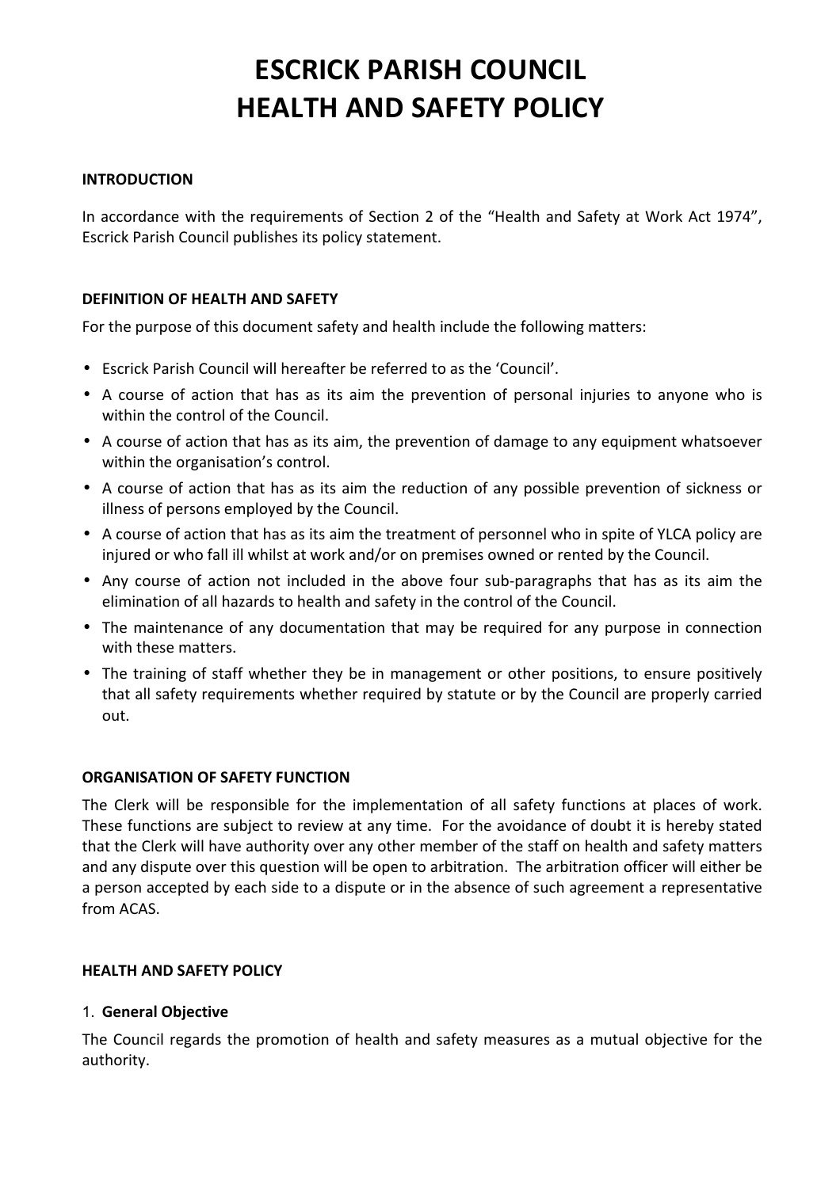# ESCRICK PARISH COUNCIL
# HEALTH AND SAFETY POLICY

**INTRODUCTION**

In accordance with the requirements of Section 2 of the "Health and Safety at Work Act 1974", Escrick Parish Council publishes its policy statement.

**DEFINITION OF HEALTH AND SAFETY**

For the purpose of this document safety and health include the following matters:

- Escrick Parish Council will hereafter be referred to as the 'Council'.
- A course of action that has as its aim the prevention of personal injuries to anyone who is within the control of the Council.
- A course of action that has as its aim, the prevention of damage to any equipment whatsoever within the organisation's control.
- A course of action that has as its aim the reduction of any possible prevention of sickness or illness of persons employed by the Council.
- A course of action that has as its aim the treatment of personnel who in spite of YLCA policy are injured or who fall ill whilst at work and/or on premises owned or rented by the Council.
- Any course of action not included in the above four sub-paragraphs that has as its aim the elimination of all hazards to health and safety in the control of the Council.
- The maintenance of any documentation that may be required for any purpose in connection with these matters.
- The training of staff whether they be in management or other positions, to ensure positively that all safety requirements whether required by statute or by the Council are properly carried out.

**ORGANISATION OF SAFETY FUNCTION**

The Clerk will be responsible for the implementation of all safety functions at places of work. These functions are subject to review at any time. For the avoidance of doubt it is hereby stated that the Clerk will have authority over any other member of the staff on health and safety matters and any dispute over this question will be open to arbitration. The arbitration officer will either be a person accepted by each side to a dispute or in the absence of such agreement a representative from ACAS.

**HEALTH AND SAFETY POLICY**

1. **General Objective**

The Council regards the promotion of health and safety measures as a mutual objective for the authority.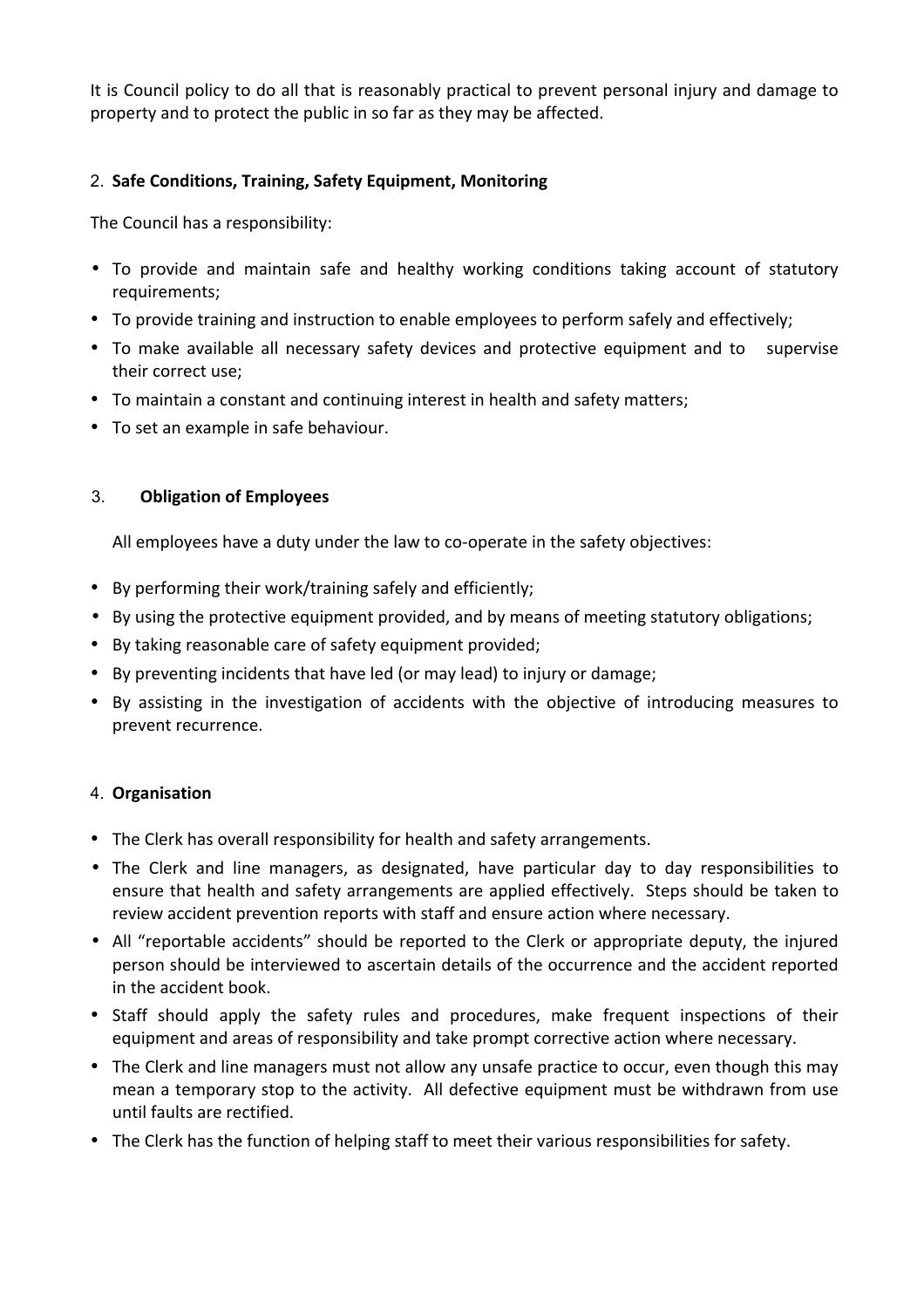It is Council policy to do all that is reasonably practical to prevent personal injury and damage to property and to protect the public in so far as they may be affected.

## 2. Safe Conditions, Training, Safety Equipment, Monitoring

The Council has a responsibility:

- To provide and maintain safe and healthy working conditions taking account of statutory requirements;
- To provide training and instruction to enable employees to perform safely and effectively;
- To make available all necessary safety devices and protective equipment and to supervise their correct use;
- To maintain a constant and continuing interest in health and safety matters;
- To set an example in safe behaviour.

## 3. Obligation of Employees

All employees have a duty under the law to co-operate in the safety objectives:

- By performing their work/training safely and efficiently;
- By using the protective equipment provided, and by means of meeting statutory obligations;
- By taking reasonable care of safety equipment provided;
- By preventing incidents that have led (or may lead) to injury or damage;
- By assisting in the investigation of accidents with the objective of introducing measures to prevent recurrence.

## 4. Organisation

- The Clerk has overall responsibility for health and safety arrangements.
- The Clerk and line managers, as designated, have particular day to day responsibilities to ensure that health and safety arrangements are applied effectively. Steps should be taken to review accident prevention reports with staff and ensure action where necessary.
- All "reportable accidents" should be reported to the Clerk or appropriate deputy, the injured person should be interviewed to ascertain details of the occurrence and the accident reported in the accident book.
- Staff should apply the safety rules and procedures, make frequent inspections of their equipment and areas of responsibility and take prompt corrective action where necessary.
- The Clerk and line managers must not allow any unsafe practice to occur, even though this may mean a temporary stop to the activity. All defective equipment must be withdrawn from use until faults are rectified.
- The Clerk has the function of helping staff to meet their various responsibilities for safety.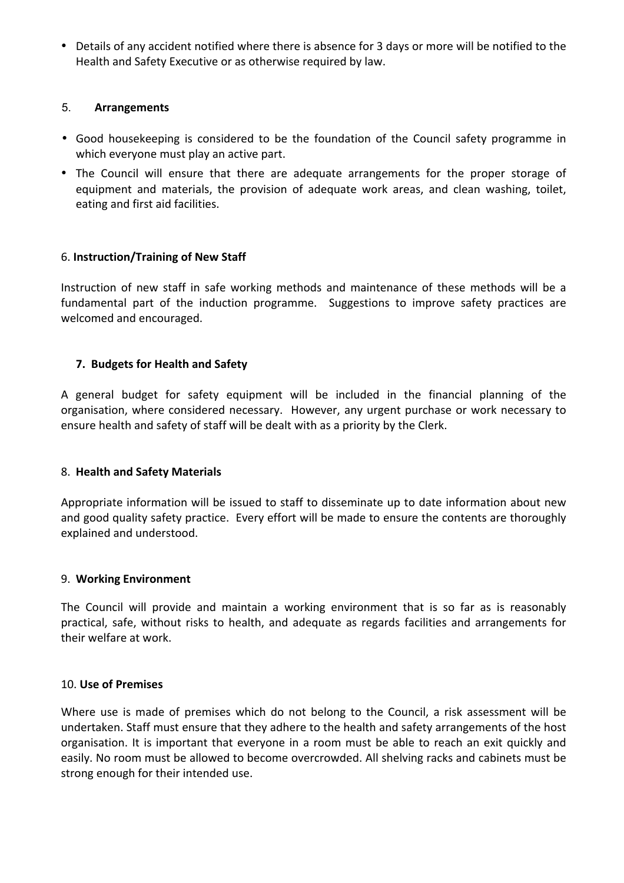- Details of any accident notified where there is absence for 3 days or more will be notified to the Health and Safety Executive or as otherwise required by law.

## 5. Arrangements

- Good housekeeping is considered to be the foundation of the Council safety programme in which everyone must play an active part.
- The Council will ensure that there are adequate arrangements for the proper storage of equipment and materials, the provision of adequate work areas, and clean washing, toilet, eating and first aid facilities.

## 6. Instruction/Training of New Staff

Instruction of new staff in safe working methods and maintenance of these methods will be a fundamental part of the induction programme. Suggestions to improve safety practices are welcomed and encouraged.

## 7. Budgets for Health and Safety

A general budget for safety equipment will be included in the financial planning of the organisation, where considered necessary. However, any urgent purchase or work necessary to ensure health and safety of staff will be dealt with as a priority by the Clerk.

## 8. Health and Safety Materials

Appropriate information will be issued to staff to disseminate up to date information about new and good quality safety practice. Every effort will be made to ensure the contents are thoroughly explained and understood.

## 9. Working Environment

The Council will provide and maintain a working environment that is so far as is reasonably practical, safe, without risks to health, and adequate as regards facilities and arrangements for their welfare at work.

## 10. Use of Premises

Where use is made of premises which do not belong to the Council, a risk assessment will be undertaken. Staff must ensure that they adhere to the health and safety arrangements of the host organisation. It is important that everyone in a room must be able to reach an exit quickly and easily. No room must be allowed to become overcrowded. All shelving racks and cabinets must be strong enough for their intended use.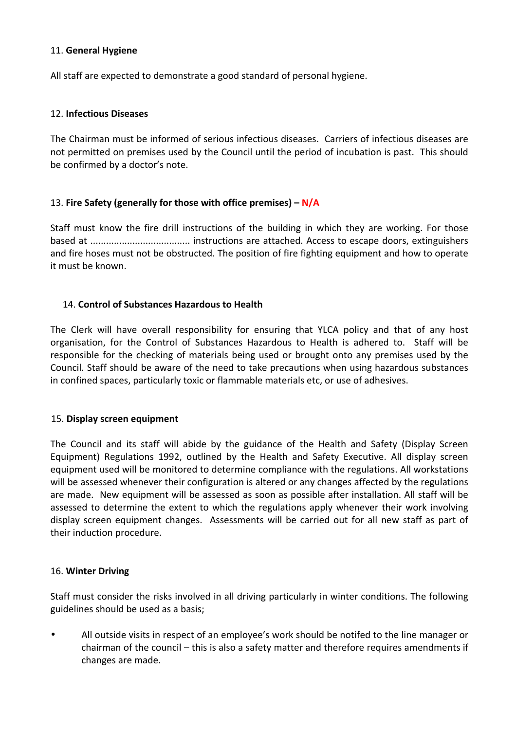11. **General Hygiene**

All staff are expected to demonstrate a good standard of personal hygiene.

12. **Infectious Diseases**

The Chairman must be informed of serious infectious diseases. Carriers of infectious diseases are not permitted on premises used by the Council until the period of incubation is past. This should be confirmed by a doctor's note.

13. **Fire Safety (generally for those with office premises) – N/A**

Staff must know the fire drill instructions of the building in which they are working. For those based at ...................................... instructions are attached. Access to escape doors, extinguishers and fire hoses must not be obstructed. The position of fire fighting equipment and how to operate it must be known.

14. **Control of Substances Hazardous to Health**

The Clerk will have overall responsibility for ensuring that YLCA policy and that of any host organisation, for the Control of Substances Hazardous to Health is adhered to. Staff will be responsible for the checking of materials being used or brought onto any premises used by the Council. Staff should be aware of the need to take precautions when using hazardous substances in confined spaces, particularly toxic or flammable materials etc, or use of adhesives.

15. **Display screen equipment**

The Council and its staff will abide by the guidance of the Health and Safety (Display Screen Equipment) Regulations 1992, outlined by the Health and Safety Executive. All display screen equipment used will be monitored to determine compliance with the regulations. All workstations will be assessed whenever their configuration is altered or any changes affected by the regulations are made. New equipment will be assessed as soon as possible after installation. All staff will be assessed to determine the extent to which the regulations apply whenever their work involving display screen equipment changes. Assessments will be carried out for all new staff as part of their induction procedure.

16. **Winter Driving**

Staff must consider the risks involved in all driving particularly in winter conditions. The following guidelines should be used as a basis;

- All outside visits in respect of an employee's work should be notifed to the line manager or chairman of the council – this is also a safety matter and therefore requires amendments if changes are made.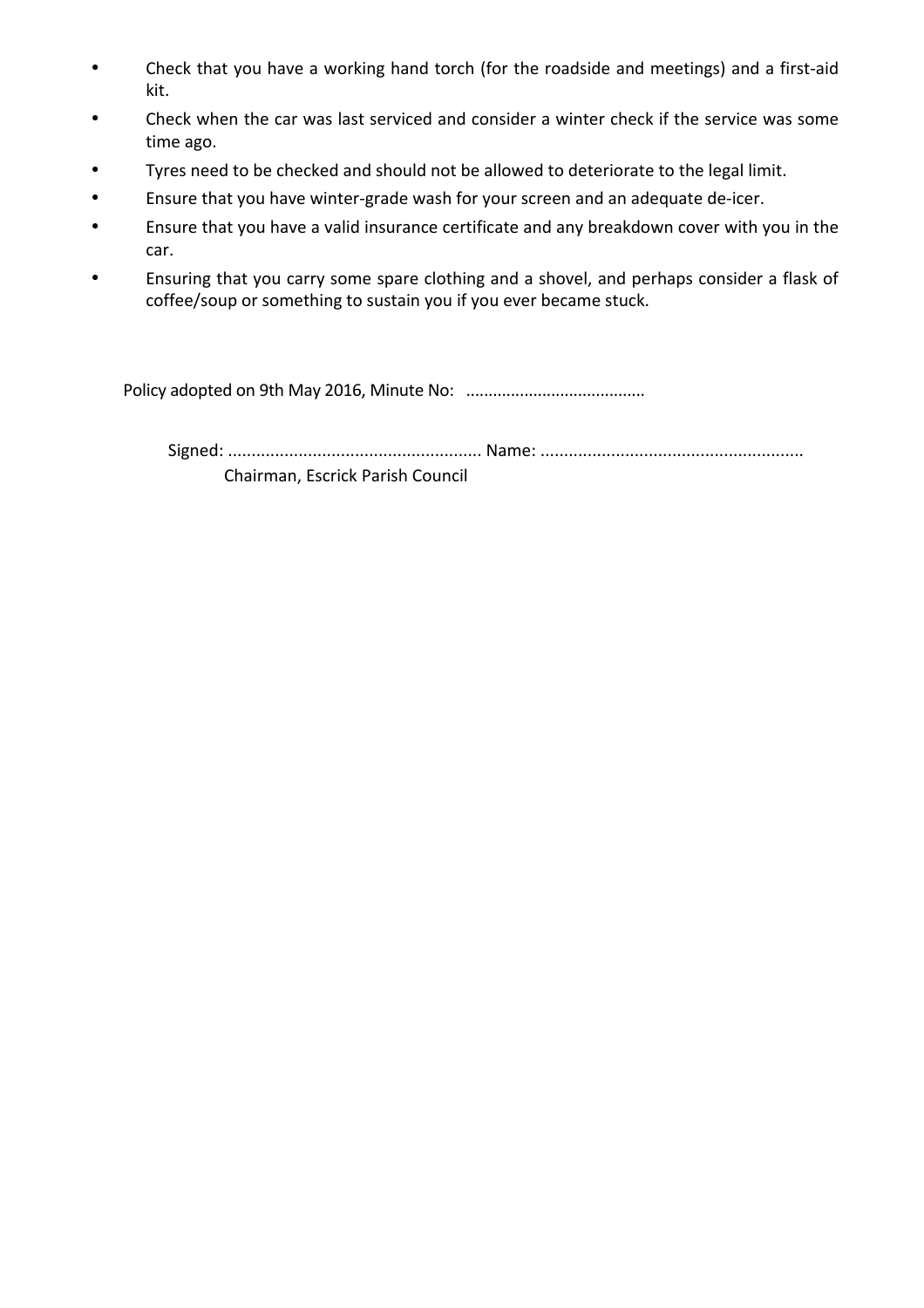- Check that you have a working hand torch (for the roadside and meetings) and a first-aid kit.
- Check when the car was last serviced and consider a winter check if the service was some time ago.
- Tyres need to be checked and should not be allowed to deteriorate to the legal limit.
- Ensure that you have winter-grade wash for your screen and an adequate de-icer.
- Ensure that you have a valid insurance certificate and any breakdown cover with you in the car.
- Ensuring that you carry some spare clothing and a shovel, and perhaps consider a flask of coffee/soup or something to sustain you if you ever became stuck.

Policy adopted on 9th May 2016, Minute No: .......................................

Signed: ...................................................... Name: .......................................................

Chairman, Escrick Parish Council